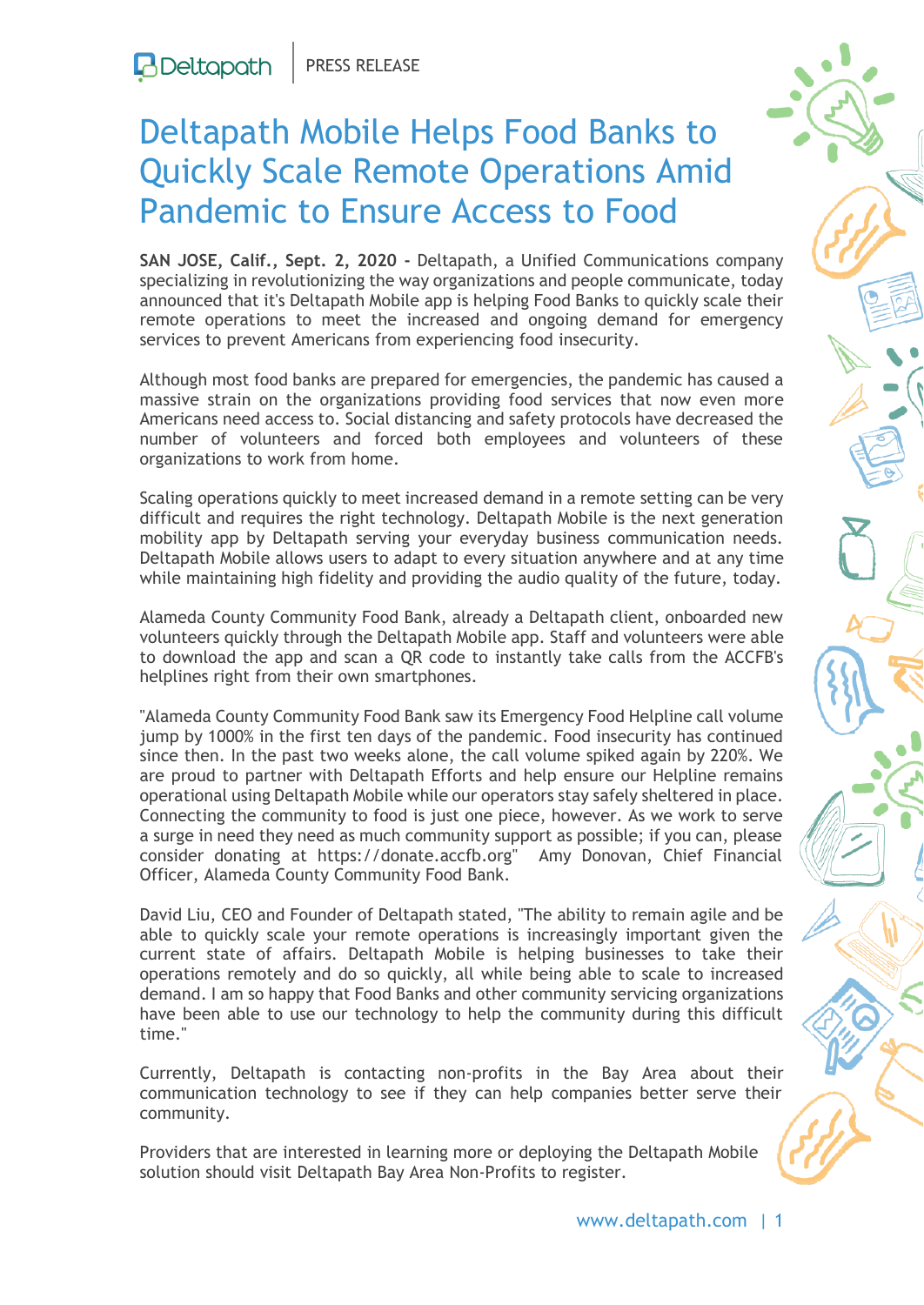Deltapath | PRESS RELEASE

# Deltapath Mobile Helps Food Banks to Quickly Scale Remote Operations Amid Pandemic to Ensure Access to Food

**SAN JOSE, Calif., Sept. 2, 2020 -** Deltapath, a Unified Communications company specializing in revolutionizing the way organizations and people communicate, today announced that it's Deltapath Mobile app is helping Food Banks to quickly scale their remote operations to meet the increased and ongoing demand for emergency services to prevent Americans from experiencing food insecurity.

Although most food banks are prepared for emergencies, the pandemic has caused a massive strain on the organizations providing food services that now even more Americans need access to. Social distancing and safety protocols have decreased the number of volunteers and forced both employees and volunteers of these organizations to work from home.

Scaling operations quickly to meet increased demand in a remote setting can be very difficult and requires the right technology. Deltapath Mobile is the next generation mobility app by Deltapath serving your everyday business communication needs. Deltapath Mobile allows users to adapt to every situation anywhere and at any time while maintaining high fidelity and providing the audio quality of the future, today.

Alameda County Community Food Bank, already a Deltapath client, onboarded new volunteers quickly through the Deltapath Mobile app. Staff and volunteers were able to download the app and scan a QR code to instantly take calls from the ACCFB's helplines right from their own smartphones.

"Alameda County Community Food Bank saw its Emergency Food Helpline call volume jump by 1000% in the first ten days of the pandemic. Food insecurity has continued since then. In the past two weeks alone, the call volume spiked again by 220%. We are proud to partner with Deltapath Efforts and help ensure our Helpline remains operational using Deltapath Mobile while our operators stay safely sheltered in place. Connecting the community to food is just one piece, however. As we work to serve a surge in need they need as much community support as possible; if you can, please consider donating at https://donate.accfb.org" Amy Donovan, Chief Financial Officer, Alameda County Community Food Bank.

David Liu, CEO and Founder of Deltapath stated, "The ability to remain agile and be able to quickly scale your remote operations is increasingly important given the current state of affairs. Deltapath Mobile is helping businesses to take their operations remotely and do so quickly, all while being able to scale to increased demand. I am so happy that Food Banks and other community servicing organizations have been able to use our technology to help the community during this difficult time."

Currently, Deltapath is contacting non-profits in the Bay Area about their communication technology to see if they can help companies better serve their community.

Providers that are interested in learning more or deploying the Deltapath Mobile solution should visit Deltapath Bay Area Non-Profits to register.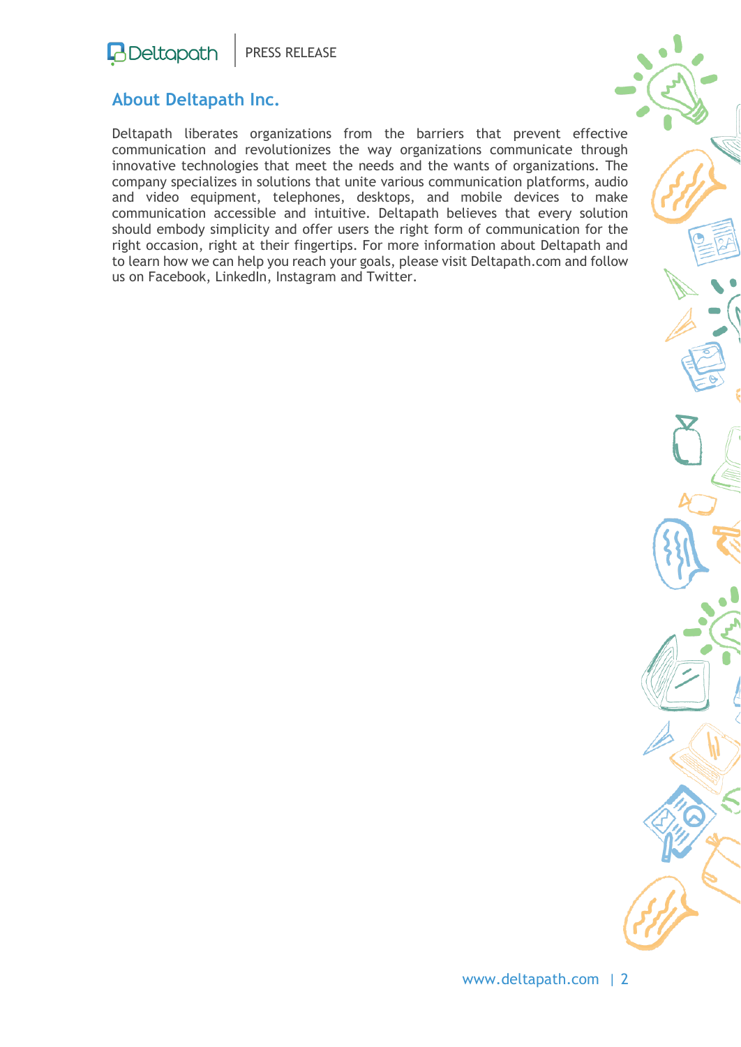## About Deltapath Inc.

Deltapath liberates organizations from the barriers that prevent effective communication and revolutionizes the way organizations communicate through innovative technologies that meet the needs and the wants of organizations. The company specializes in solutions that unite various communication platforms, audio and video equipment, telephones, desktops, and mobile devices to make communication accessible and intuitive. Deltapath believes that every solution should embody simplicity and offer users the right form of communication for the right occasion, right at their fingertips. For more information about Deltapath and to learn how we can help you reach your goals, please visit Deltapath.com and follow us on Facebook, LinkedIn, Instagram and Twitter.